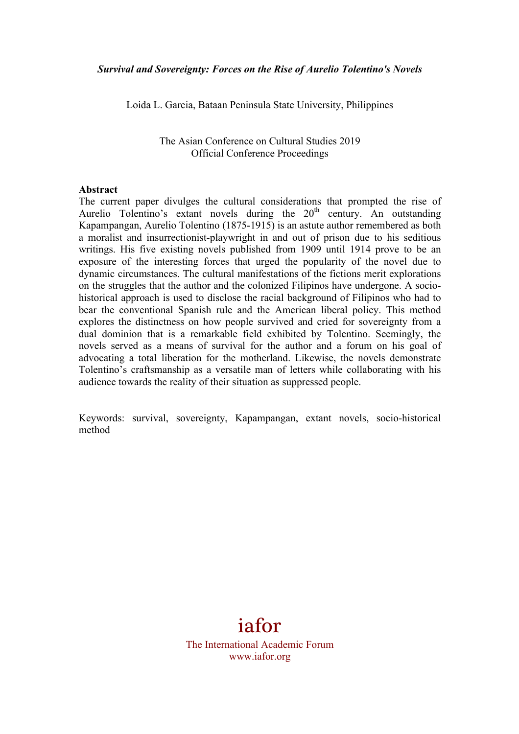***Survival and Sovereignty: Forces on the Rise of Aurelio Tolentino's Novels***

Loida L. Garcia, Bataan Peninsula State University, Philippines

The Asian Conference on Cultural Studies 2019
Official Conference Proceedings

**Abstract**

The current paper divulges the cultural considerations that prompted the rise of Aurelio Tolentino's extant novels during the 20th century. An outstanding Kapampangan, Aurelio Tolentino (1875-1915) is an astute author remembered as both a moralist and insurrectionist-playwright in and out of prison due to his seditious writings. His five existing novels published from 1909 until 1914 prove to be an exposure of the interesting forces that urged the popularity of the novel due to dynamic circumstances. The cultural manifestations of the fictions merit explorations on the struggles that the author and the colonized Filipinos have undergone. A socio-historical approach is used to disclose the racial background of Filipinos who had to bear the conventional Spanish rule and the American liberal policy. This method explores the distinctness on how people survived and cried for sovereignty from a dual dominion that is a remarkable field exhibited by Tolentino. Seemingly, the novels served as a means of survival for the author and a forum on his goal of advocating a total liberation for the motherland. Likewise, the novels demonstrate Tolentino's craftsmanship as a versatile man of letters while collaborating with his audience towards the reality of their situation as suppressed people.

Keywords: survival, sovereignty, Kapampangan, extant novels, socio-historical method

iafor
The International Academic Forum
www.iafor.org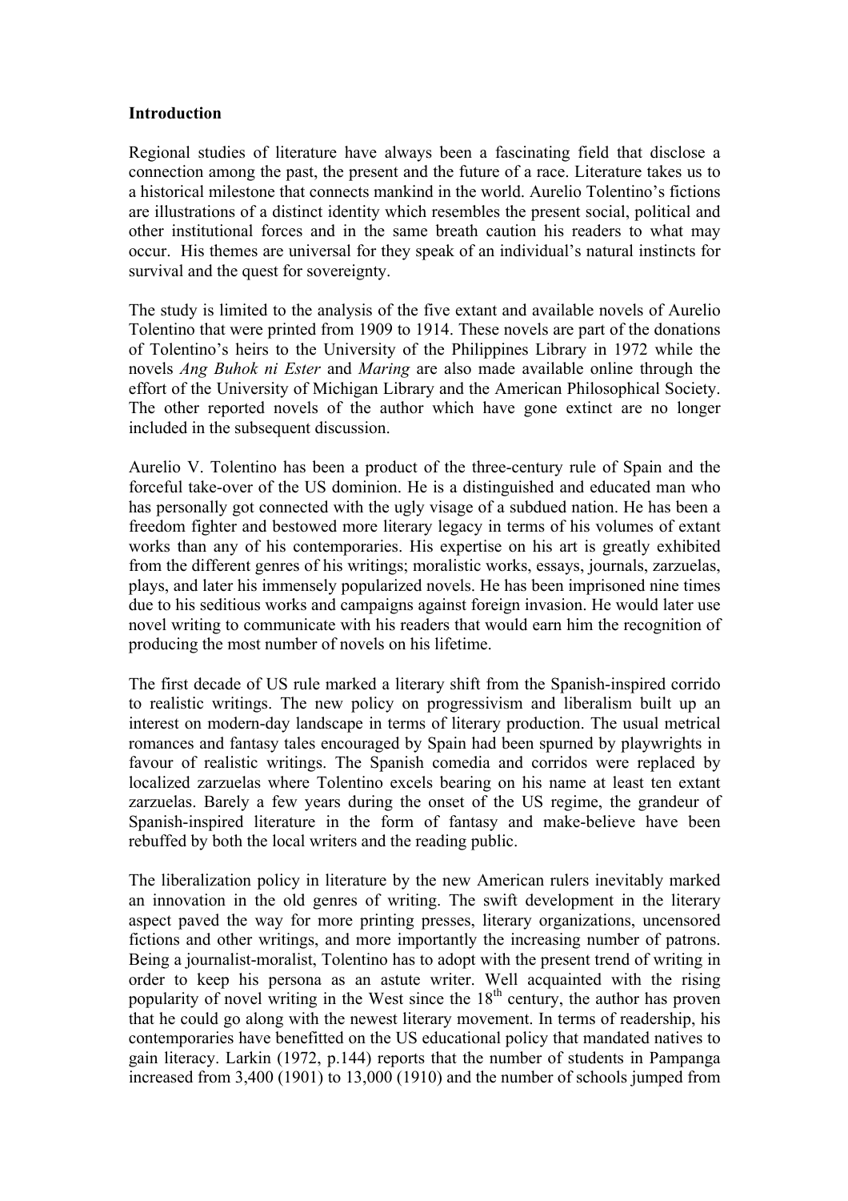## Introduction

Regional studies of literature have always been a fascinating field that disclose a connection among the past, the present and the future of a race. Literature takes us to a historical milestone that connects mankind in the world. Aurelio Tolentino's fictions are illustrations of a distinct identity which resembles the present social, political and other institutional forces and in the same breath caution his readers to what may occur. His themes are universal for they speak of an individual's natural instincts for survival and the quest for sovereignty.

The study is limited to the analysis of the five extant and available novels of Aurelio Tolentino that were printed from 1909 to 1914. These novels are part of the donations of Tolentino's heirs to the University of the Philippines Library in 1972 while the novels *Ang Buhok ni Ester* and *Maring* are also made available online through the effort of the University of Michigan Library and the American Philosophical Society. The other reported novels of the author which have gone extinct are no longer included in the subsequent discussion.

Aurelio V. Tolentino has been a product of the three-century rule of Spain and the forceful take-over of the US dominion. He is a distinguished and educated man who has personally got connected with the ugly visage of a subdued nation. He has been a freedom fighter and bestowed more literary legacy in terms of his volumes of extant works than any of his contemporaries. His expertise on his art is greatly exhibited from the different genres of his writings; moralistic works, essays, journals, zarzuelas, plays, and later his immensely popularized novels. He has been imprisoned nine times due to his seditious works and campaigns against foreign invasion. He would later use novel writing to communicate with his readers that would earn him the recognition of producing the most number of novels on his lifetime.

The first decade of US rule marked a literary shift from the Spanish-inspired corrido to realistic writings. The new policy on progressivism and liberalism built up an interest on modern-day landscape in terms of literary production. The usual metrical romances and fantasy tales encouraged by Spain had been spurned by playwrights in favour of realistic writings. The Spanish comedia and corridos were replaced by localized zarzuelas where Tolentino excels bearing on his name at least ten extant zarzuelas. Barely a few years during the onset of the US regime, the grandeur of Spanish-inspired literature in the form of fantasy and make-believe have been rebuffed by both the local writers and the reading public.

The liberalization policy in literature by the new American rulers inevitably marked an innovation in the old genres of writing. The swift development in the literary aspect paved the way for more printing presses, literary organizations, uncensored fictions and other writings, and more importantly the increasing number of patrons. Being a journalist-moralist, Tolentino has to adopt with the present trend of writing in order to keep his persona as an astute writer. Well acquainted with the rising popularity of novel writing in the West since the 18th century, the author has proven that he could go along with the newest literary movement. In terms of readership, his contemporaries have benefitted on the US educational policy that mandated natives to gain literacy. Larkin (1972, p.144) reports that the number of students in Pampanga increased from 3,400 (1901) to 13,000 (1910) and the number of schools jumped from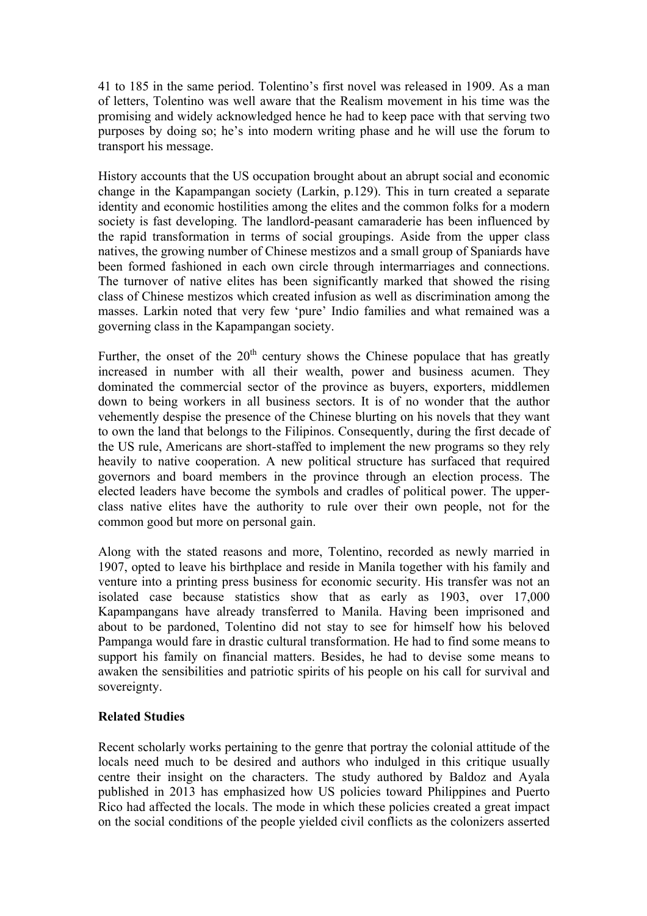41 to 185 in the same period. Tolentino's first novel was released in 1909. As a man of letters, Tolentino was well aware that the Realism movement in his time was the promising and widely acknowledged hence he had to keep pace with that serving two purposes by doing so; he's into modern writing phase and he will use the forum to transport his message.

History accounts that the US occupation brought about an abrupt social and economic change in the Kapampangan society (Larkin, p.129). This in turn created a separate identity and economic hostilities among the elites and the common folks for a modern society is fast developing. The landlord-peasant camaraderie has been influenced by the rapid transformation in terms of social groupings. Aside from the upper class natives, the growing number of Chinese mestizos and a small group of Spaniards have been formed fashioned in each own circle through intermarriages and connections. The turnover of native elites has been significantly marked that showed the rising class of Chinese mestizos which created infusion as well as discrimination among the masses. Larkin noted that very few 'pure' Indio families and what remained was a governing class in the Kapampangan society.

Further, the onset of the 20th century shows the Chinese populace that has greatly increased in number with all their wealth, power and business acumen. They dominated the commercial sector of the province as buyers, exporters, middlemen down to being workers in all business sectors. It is of no wonder that the author vehemently despise the presence of the Chinese blurting on his novels that they want to own the land that belongs to the Filipinos. Consequently, during the first decade of the US rule, Americans are short-staffed to implement the new programs so they rely heavily to native cooperation. A new political structure has surfaced that required governors and board members in the province through an election process. The elected leaders have become the symbols and cradles of political power. The upper-class native elites have the authority to rule over their own people, not for the common good but more on personal gain.

Along with the stated reasons and more, Tolentino, recorded as newly married in 1907, opted to leave his birthplace and reside in Manila together with his family and venture into a printing press business for economic security. His transfer was not an isolated case because statistics show that as early as 1903, over 17,000 Kapampangans have already transferred to Manila. Having been imprisoned and about to be pardoned, Tolentino did not stay to see for himself how his beloved Pampanga would fare in drastic cultural transformation. He had to find some means to support his family on financial matters. Besides, he had to devise some means to awaken the sensibilities and patriotic spirits of his people on his call for survival and sovereignty.

**Related Studies**

Recent scholarly works pertaining to the genre that portray the colonial attitude of the locals need much to be desired and authors who indulged in this critique usually centre their insight on the characters. The study authored by Baldoz and Ayala published in 2013 has emphasized how US policies toward Philippines and Puerto Rico had affected the locals. The mode in which these policies created a great impact on the social conditions of the people yielded civil conflicts as the colonizers asserted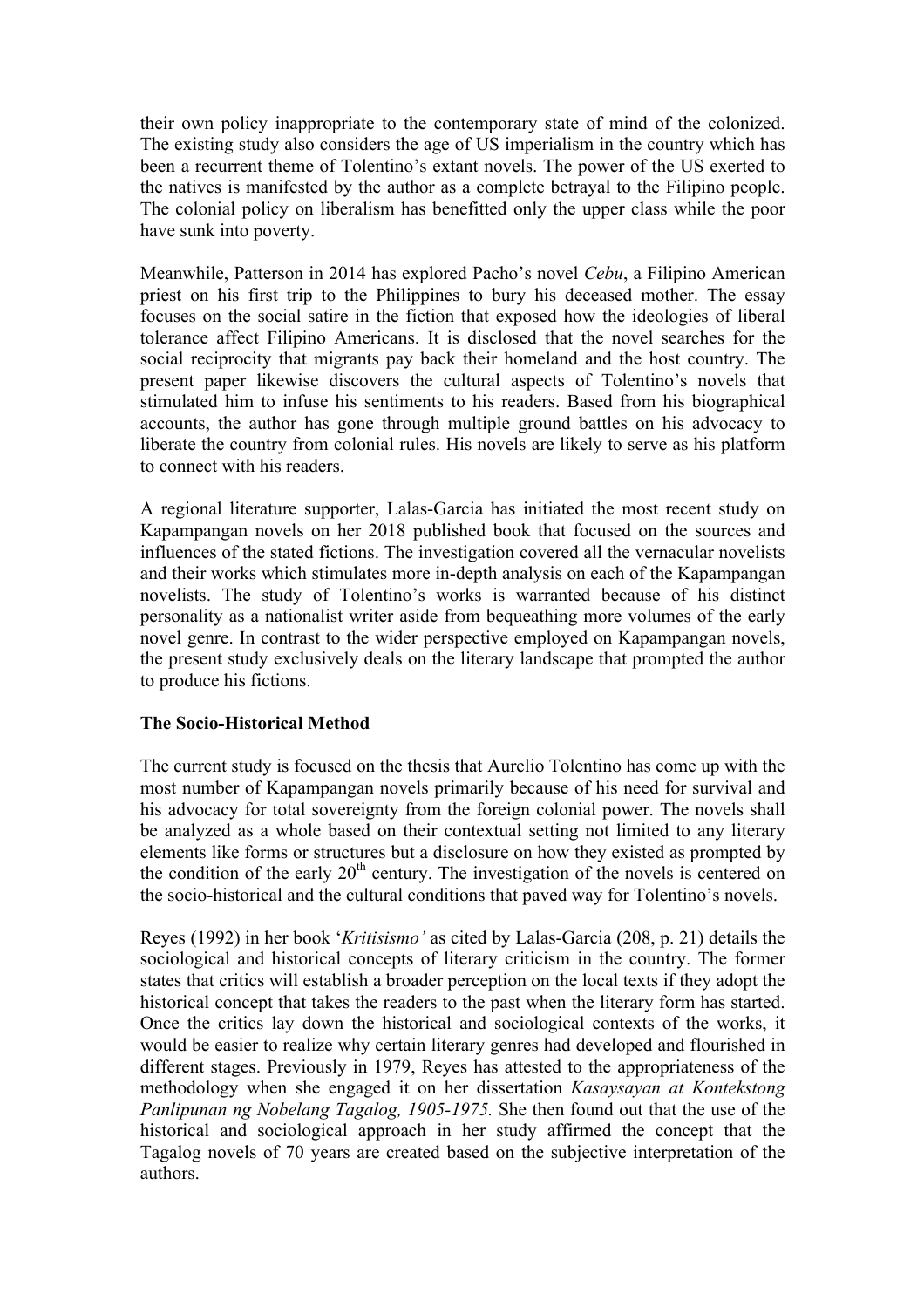their own policy inappropriate to the contemporary state of mind of the colonized. The existing study also considers the age of US imperialism in the country which has been a recurrent theme of Tolentino's extant novels. The power of the US exerted to the natives is manifested by the author as a complete betrayal to the Filipino people. The colonial policy on liberalism has benefitted only the upper class while the poor have sunk into poverty.

Meanwhile, Patterson in 2014 has explored Pacho's novel *Cebu*, a Filipino American priest on his first trip to the Philippines to bury his deceased mother. The essay focuses on the social satire in the fiction that exposed how the ideologies of liberal tolerance affect Filipino Americans. It is disclosed that the novel searches for the social reciprocity that migrants pay back their homeland and the host country. The present paper likewise discovers the cultural aspects of Tolentino's novels that stimulated him to infuse his sentiments to his readers. Based from his biographical accounts, the author has gone through multiple ground battles on his advocacy to liberate the country from colonial rules. His novels are likely to serve as his platform to connect with his readers.

A regional literature supporter, Lalas-Garcia has initiated the most recent study on Kapampangan novels on her 2018 published book that focused on the sources and influences of the stated fictions. The investigation covered all the vernacular novelists and their works which stimulates more in-depth analysis on each of the Kapampangan novelists. The study of Tolentino's works is warranted because of his distinct personality as a nationalist writer aside from bequeathing more volumes of the early novel genre. In contrast to the wider perspective employed on Kapampangan novels, the present study exclusively deals on the literary landscape that prompted the author to produce his fictions.

**The Socio-Historical Method**

The current study is focused on the thesis that Aurelio Tolentino has come up with the most number of Kapampangan novels primarily because of his need for survival and his advocacy for total sovereignty from the foreign colonial power. The novels shall be analyzed as a whole based on their contextual setting not limited to any literary elements like forms or structures but a disclosure on how they existed as prompted by the condition of the early 20th century. The investigation of the novels is centered on the socio-historical and the cultural conditions that paved way for Tolentino's novels.

Reyes (1992) in her book '*Kritisismo'* as cited by Lalas-Garcia (208, p. 21) details the sociological and historical concepts of literary criticism in the country. The former states that critics will establish a broader perception on the local texts if they adopt the historical concept that takes the readers to the past when the literary form has started. Once the critics lay down the historical and sociological contexts of the works, it would be easier to realize why certain literary genres had developed and flourished in different stages. Previously in 1979, Reyes has attested to the appropriateness of the methodology when she engaged it on her dissertation *Kasaysayan at Kontekstong Panlipunan ng Nobelang Tagalog, 1905-1975.* She then found out that the use of the historical and sociological approach in her study affirmed the concept that the Tagalog novels of 70 years are created based on the subjective interpretation of the authors.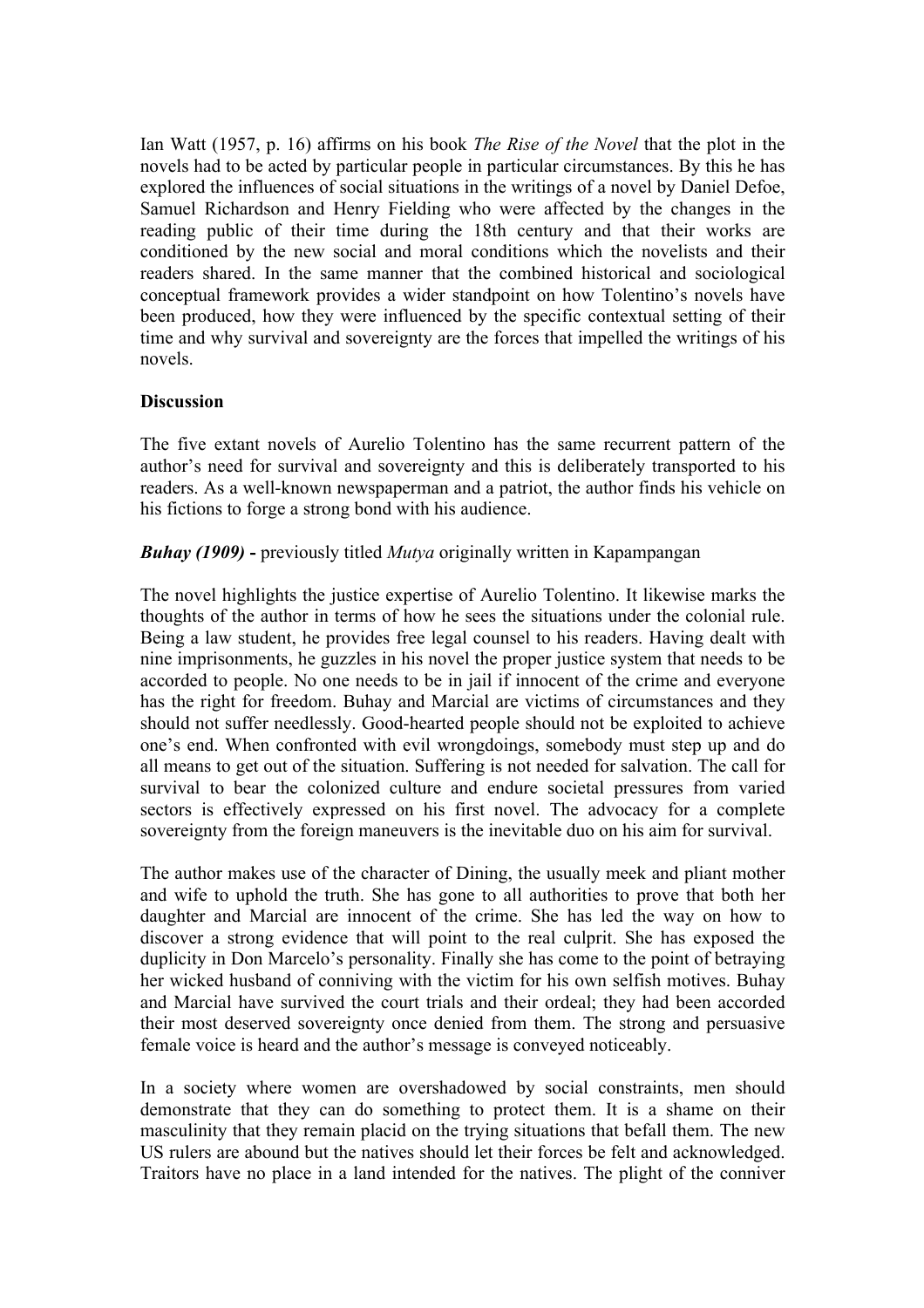Ian Watt (1957, p. 16) affirms on his book *The Rise of the Novel* that the plot in the novels had to be acted by particular people in particular circumstances. By this he has explored the influences of social situations in the writings of a novel by Daniel Defoe, Samuel Richardson and Henry Fielding who were affected by the changes in the reading public of their time during the 18th century and that their works are conditioned by the new social and moral conditions which the novelists and their readers shared. In the same manner that the combined historical and sociological conceptual framework provides a wider standpoint on how Tolentino's novels have been produced, how they were influenced by the specific contextual setting of their time and why survival and sovereignty are the forces that impelled the writings of his novels.

**Discussion**

The five extant novels of Aurelio Tolentino has the same recurrent pattern of the author's need for survival and sovereignty and this is deliberately transported to his readers. As a well-known newspaperman and a patriot, the author finds his vehicle on his fictions to forge a strong bond with his audience.

***Buhay (1909)*** **-** previously titled *Mutya* originally written in Kapampangan

The novel highlights the justice expertise of Aurelio Tolentino. It likewise marks the thoughts of the author in terms of how he sees the situations under the colonial rule. Being a law student, he provides free legal counsel to his readers. Having dealt with nine imprisonments, he guzzles in his novel the proper justice system that needs to be accorded to people. No one needs to be in jail if innocent of the crime and everyone has the right for freedom. Buhay and Marcial are victims of circumstances and they should not suffer needlessly. Good-hearted people should not be exploited to achieve one's end. When confronted with evil wrongdoings, somebody must step up and do all means to get out of the situation. Suffering is not needed for salvation. The call for survival to bear the colonized culture and endure societal pressures from varied sectors is effectively expressed on his first novel. The advocacy for a complete sovereignty from the foreign maneuvers is the inevitable duo on his aim for survival.

The author makes use of the character of Dining, the usually meek and pliant mother and wife to uphold the truth. She has gone to all authorities to prove that both her daughter and Marcial are innocent of the crime. She has led the way on how to discover a strong evidence that will point to the real culprit. She has exposed the duplicity in Don Marcelo's personality. Finally she has come to the point of betraying her wicked husband of conniving with the victim for his own selfish motives. Buhay and Marcial have survived the court trials and their ordeal; they had been accorded their most deserved sovereignty once denied from them. The strong and persuasive female voice is heard and the author's message is conveyed noticeably.

In a society where women are overshadowed by social constraints, men should demonstrate that they can do something to protect them. It is a shame on their masculinity that they remain placid on the trying situations that befall them. The new US rulers are abound but the natives should let their forces be felt and acknowledged. Traitors have no place in a land intended for the natives. The plight of the conniver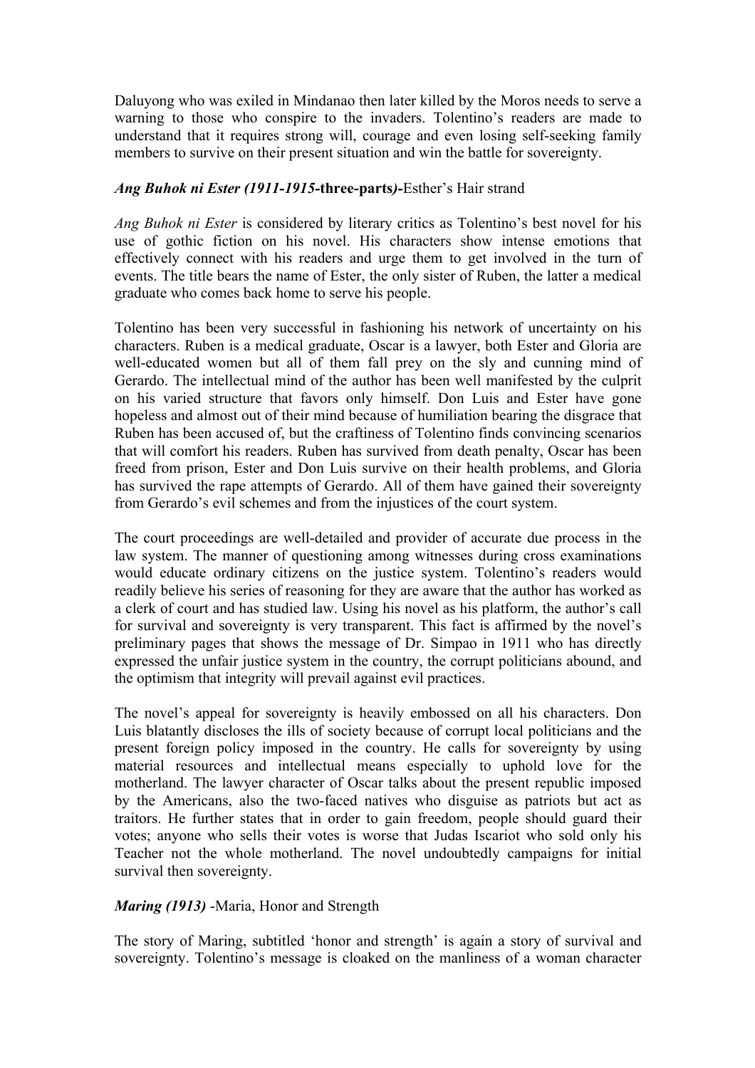Daluyong who was exiled in Mindanao then later killed by the Moros needs to serve a warning to those who conspire to the invaders. Tolentino's readers are made to understand that it requires strong will, courage and even losing self-seeking family members to survive on their present situation and win the battle for sovereignty.

***Ang Buhok ni Ester (1911-1915*-three-parts*)-***Esther's Hair strand

*Ang Buhok ni Ester* is considered by literary critics as Tolentino's best novel for his use of gothic fiction on his novel. His characters show intense emotions that effectively connect with his readers and urge them to get involved in the turn of events. The title bears the name of Ester, the only sister of Ruben, the latter a medical graduate who comes back home to serve his people.

Tolentino has been very successful in fashioning his network of uncertainty on his characters. Ruben is a medical graduate, Oscar is a lawyer, both Ester and Gloria are well-educated women but all of them fall prey on the sly and cunning mind of Gerardo. The intellectual mind of the author has been well manifested by the culprit on his varied structure that favors only himself. Don Luis and Ester have gone hopeless and almost out of their mind because of humiliation bearing the disgrace that Ruben has been accused of, but the craftiness of Tolentino finds convincing scenarios that will comfort his readers. Ruben has survived from death penalty, Oscar has been freed from prison, Ester and Don Luis survive on their health problems, and Gloria has survived the rape attempts of Gerardo. All of them have gained their sovereignty from Gerardo's evil schemes and from the injustices of the court system.

The court proceedings are well-detailed and provider of accurate due process in the law system. The manner of questioning among witnesses during cross examinations would educate ordinary citizens on the justice system. Tolentino's readers would readily believe his series of reasoning for they are aware that the author has worked as a clerk of court and has studied law. Using his novel as his platform, the author's call for survival and sovereignty is very transparent. This fact is affirmed by the novel's preliminary pages that shows the message of Dr. Simpao in 1911 who has directly expressed the unfair justice system in the country, the corrupt politicians abound, and the optimism that integrity will prevail against evil practices.

The novel's appeal for sovereignty is heavily embossed on all his characters. Don Luis blatantly discloses the ills of society because of corrupt local politicians and the present foreign policy imposed in the country. He calls for sovereignty by using material resources and intellectual means especially to uphold love for the motherland. The lawyer character of Oscar talks about the present republic imposed by the Americans, also the two-faced natives who disguise as patriots but act as traitors. He further states that in order to gain freedom, people should guard their votes; anyone who sells their votes is worse that Judas Iscariot who sold only his Teacher not the whole motherland. The novel undoubtedly campaigns for initial survival then sovereignty.

***Maring (1913)*** -Maria, Honor and Strength

The story of Maring, subtitled 'honor and strength' is again a story of survival and sovereignty. Tolentino's message is cloaked on the manliness of a woman character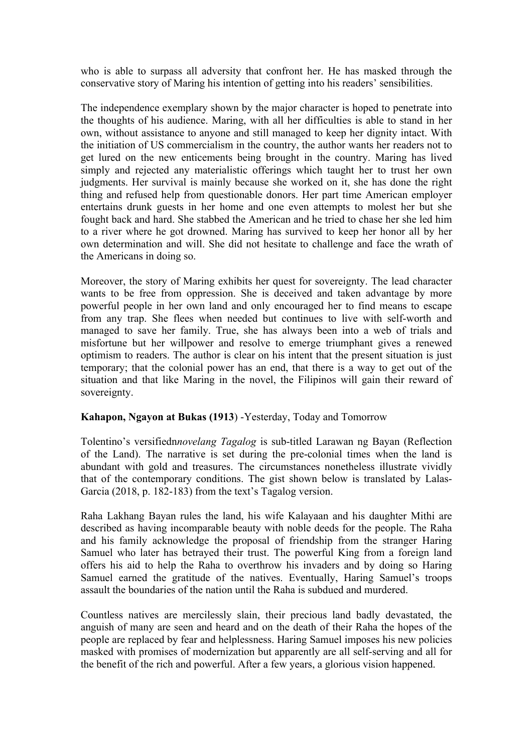who is able to surpass all adversity that confront her. He has masked through the conservative story of Maring his intention of getting into his readers' sensibilities.

The independence exemplary shown by the major character is hoped to penetrate into the thoughts of his audience. Maring, with all her difficulties is able to stand in her own, without assistance to anyone and still managed to keep her dignity intact. With the initiation of US commercialism in the country, the author wants her readers not to get lured on the new enticements being brought in the country. Maring has lived simply and rejected any materialistic offerings which taught her to trust her own judgments. Her survival is mainly because she worked on it, she has done the right thing and refused help from questionable donors. Her part time American employer entertains drunk guests in her home and one even attempts to molest her but she fought back and hard. She stabbed the American and he tried to chase her she led him to a river where he got drowned. Maring has survived to keep her honor all by her own determination and will. She did not hesitate to challenge and face the wrath of the Americans in doing so.

Moreover, the story of Maring exhibits her quest for sovereignty. The lead character wants to be free from oppression. She is deceived and taken advantage by more powerful people in her own land and only encouraged her to find means to escape from any trap. She flees when needed but continues to live with self-worth and managed to save her family. True, she has always been into a web of trials and misfortune but her willpower and resolve to emerge triumphant gives a renewed optimism to readers. The author is clear on his intent that the present situation is just temporary; that the colonial power has an end, that there is a way to get out of the situation and that like Maring in the novel, the Filipinos will gain their reward of sovereignty.

**Kahapon, Ngayon at Bukas (1913**) -Yesterday, Today and Tomorrow

Tolentino's versifiedn*novelang Tagalog* is sub-titled Larawan ng Bayan (Reflection of the Land). The narrative is set during the pre-colonial times when the land is abundant with gold and treasures. The circumstances nonetheless illustrate vividly that of the contemporary conditions. The gist shown below is translated by Lalas-Garcia (2018, p. 182-183) from the text's Tagalog version.

Raha Lakhang Bayan rules the land, his wife Kalayaan and his daughter Mithi are described as having incomparable beauty with noble deeds for the people. The Raha and his family acknowledge the proposal of friendship from the stranger Haring Samuel who later has betrayed their trust. The powerful King from a foreign land offers his aid to help the Raha to overthrow his invaders and by doing so Haring Samuel earned the gratitude of the natives. Eventually, Haring Samuel's troops assault the boundaries of the nation until the Raha is subdued and murdered.

Countless natives are mercilessly slain, their precious land badly devastated, the anguish of many are seen and heard and on the death of their Raha the hopes of the people are replaced by fear and helplessness. Haring Samuel imposes his new policies masked with promises of modernization but apparently are all self-serving and all for the benefit of the rich and powerful. After a few years, a glorious vision happened.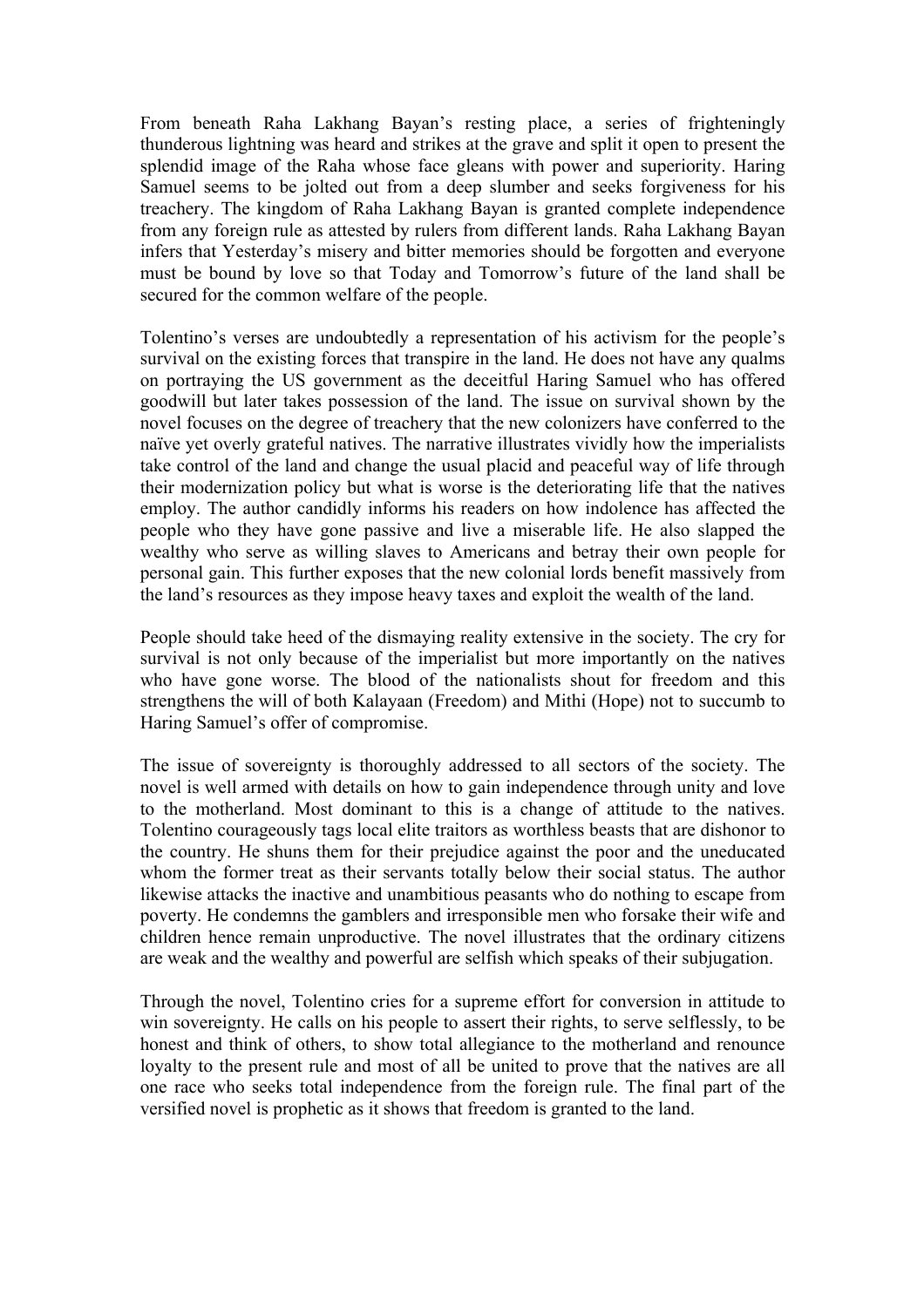From beneath Raha Lakhang Bayan's resting place, a series of frighteningly thunderous lightning was heard and strikes at the grave and split it open to present the splendid image of the Raha whose face gleans with power and superiority. Haring Samuel seems to be jolted out from a deep slumber and seeks forgiveness for his treachery. The kingdom of Raha Lakhang Bayan is granted complete independence from any foreign rule as attested by rulers from different lands. Raha Lakhang Bayan infers that Yesterday's misery and bitter memories should be forgotten and everyone must be bound by love so that Today and Tomorrow's future of the land shall be secured for the common welfare of the people.

Tolentino's verses are undoubtedly a representation of his activism for the people's survival on the existing forces that transpire in the land. He does not have any qualms on portraying the US government as the deceitful Haring Samuel who has offered goodwill but later takes possession of the land. The issue on survival shown by the novel focuses on the degree of treachery that the new colonizers have conferred to the naïve yet overly grateful natives. The narrative illustrates vividly how the imperialists take control of the land and change the usual placid and peaceful way of life through their modernization policy but what is worse is the deteriorating life that the natives employ. The author candidly informs his readers on how indolence has affected the people who they have gone passive and live a miserable life. He also slapped the wealthy who serve as willing slaves to Americans and betray their own people for personal gain. This further exposes that the new colonial lords benefit massively from the land's resources as they impose heavy taxes and exploit the wealth of the land.

People should take heed of the dismaying reality extensive in the society. The cry for survival is not only because of the imperialist but more importantly on the natives who have gone worse. The blood of the nationalists shout for freedom and this strengthens the will of both Kalayaan (Freedom) and Mithi (Hope) not to succumb to Haring Samuel's offer of compromise.

The issue of sovereignty is thoroughly addressed to all sectors of the society. The novel is well armed with details on how to gain independence through unity and love to the motherland. Most dominant to this is a change of attitude to the natives. Tolentino courageously tags local elite traitors as worthless beasts that are dishonor to the country. He shuns them for their prejudice against the poor and the uneducated whom the former treat as their servants totally below their social status. The author likewise attacks the inactive and unambitious peasants who do nothing to escape from poverty. He condemns the gamblers and irresponsible men who forsake their wife and children hence remain unproductive. The novel illustrates that the ordinary citizens are weak and the wealthy and powerful are selfish which speaks of their subjugation.

Through the novel, Tolentino cries for a supreme effort for conversion in attitude to win sovereignty. He calls on his people to assert their rights, to serve selflessly, to be honest and think of others, to show total allegiance to the motherland and renounce loyalty to the present rule and most of all be united to prove that the natives are all one race who seeks total independence from the foreign rule. The final part of the versified novel is prophetic as it shows that freedom is granted to the land.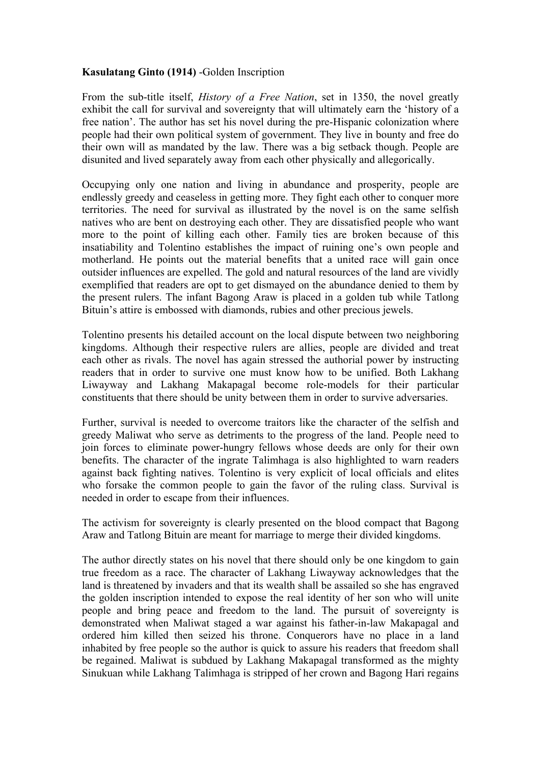**Kasulatang Ginto (1914)** -Golden Inscription

From the sub-title itself, *History of a Free Nation*, set in 1350, the novel greatly exhibit the call for survival and sovereignty that will ultimately earn the 'history of a free nation'. The author has set his novel during the pre-Hispanic colonization where people had their own political system of government. They live in bounty and free do their own will as mandated by the law. There was a big setback though. People are disunited and lived separately away from each other physically and allegorically.

Occupying only one nation and living in abundance and prosperity, people are endlessly greedy and ceaseless in getting more. They fight each other to conquer more territories. The need for survival as illustrated by the novel is on the same selfish natives who are bent on destroying each other. They are dissatisfied people who want more to the point of killing each other. Family ties are broken because of this insatiability and Tolentino establishes the impact of ruining one's own people and motherland. He points out the material benefits that a united race will gain once outsider influences are expelled. The gold and natural resources of the land are vividly exemplified that readers are opt to get dismayed on the abundance denied to them by the present rulers. The infant Bagong Araw is placed in a golden tub while Tatlong Bituin's attire is embossed with diamonds, rubies and other precious jewels.

Tolentino presents his detailed account on the local dispute between two neighboring kingdoms. Although their respective rulers are allies, people are divided and treat each other as rivals. The novel has again stressed the authorial power by instructing readers that in order to survive one must know how to be unified. Both Lakhang Liwayway and Lakhang Makapagal become role-models for their particular constituents that there should be unity between them in order to survive adversaries.

Further, survival is needed to overcome traitors like the character of the selfish and greedy Maliwat who serve as detriments to the progress of the land. People need to join forces to eliminate power-hungry fellows whose deeds are only for their own benefits. The character of the ingrate Talimhaga is also highlighted to warn readers against back fighting natives. Tolentino is very explicit of local officials and elites who forsake the common people to gain the favor of the ruling class. Survival is needed in order to escape from their influences.

The activism for sovereignty is clearly presented on the blood compact that Bagong Araw and Tatlong Bituin are meant for marriage to merge their divided kingdoms.

The author directly states on his novel that there should only be one kingdom to gain true freedom as a race. The character of Lakhang Liwayway acknowledges that the land is threatened by invaders and that its wealth shall be assailed so she has engraved the golden inscription intended to expose the real identity of her son who will unite people and bring peace and freedom to the land. The pursuit of sovereignty is demonstrated when Maliwat staged a war against his father-in-law Makapagal and ordered him killed then seized his throne. Conquerors have no place in a land inhabited by free people so the author is quick to assure his readers that freedom shall be regained. Maliwat is subdued by Lakhang Makapagal transformed as the mighty Sinukuan while Lakhang Talimhaga is stripped of her crown and Bagong Hari regains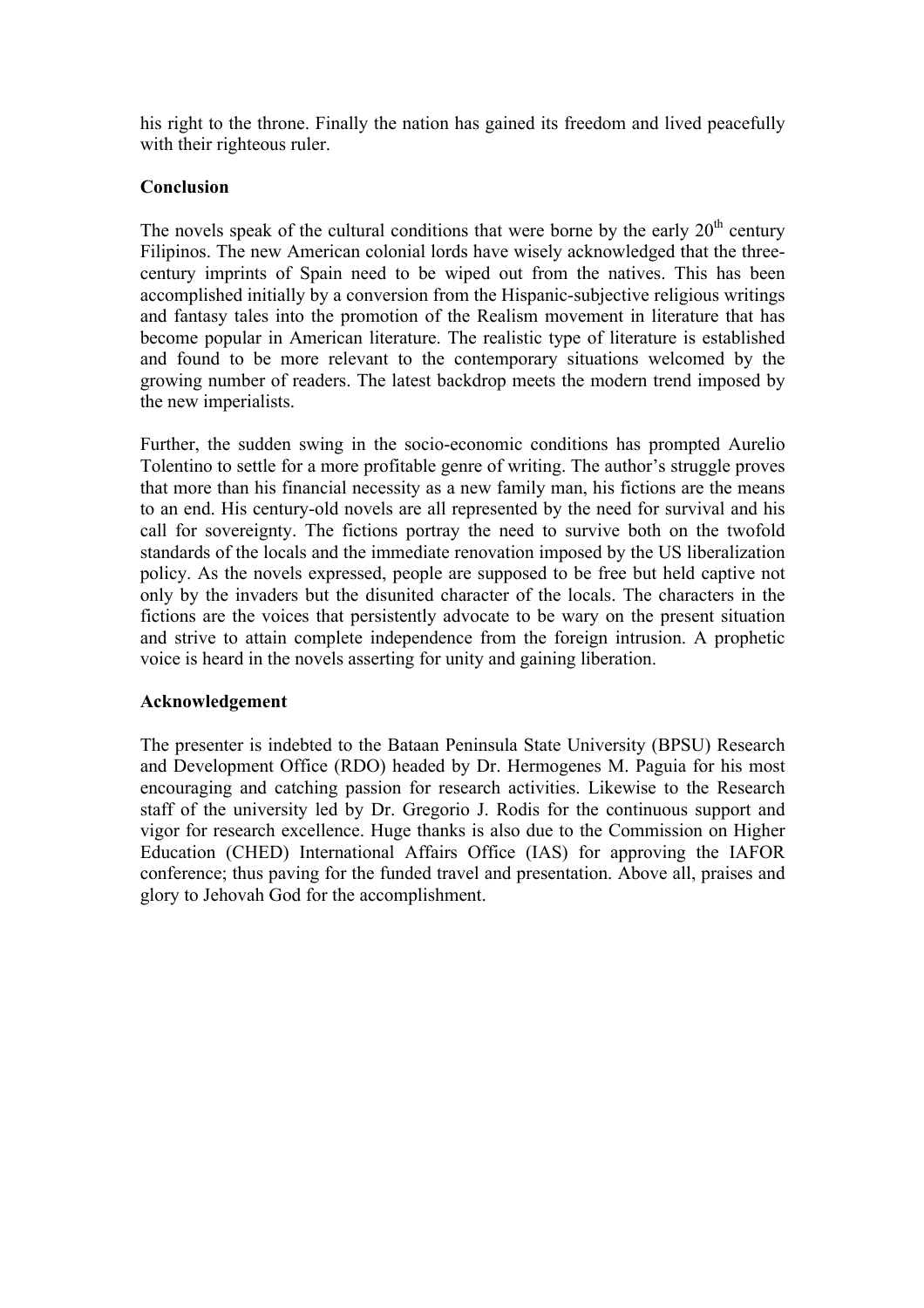his right to the throne. Finally the nation has gained its freedom and lived peacefully with their righteous ruler.

**Conclusion**

The novels speak of the cultural conditions that were borne by the early 20th century Filipinos. The new American colonial lords have wisely acknowledged that the three-century imprints of Spain need to be wiped out from the natives. This has been accomplished initially by a conversion from the Hispanic-subjective religious writings and fantasy tales into the promotion of the Realism movement in literature that has become popular in American literature. The realistic type of literature is established and found to be more relevant to the contemporary situations welcomed by the growing number of readers. The latest backdrop meets the modern trend imposed by the new imperialists.

Further, the sudden swing in the socio-economic conditions has prompted Aurelio Tolentino to settle for a more profitable genre of writing. The author's struggle proves that more than his financial necessity as a new family man, his fictions are the means to an end. His century-old novels are all represented by the need for survival and his call for sovereignty. The fictions portray the need to survive both on the twofold standards of the locals and the immediate renovation imposed by the US liberalization policy. As the novels expressed, people are supposed to be free but held captive not only by the invaders but the disunited character of the locals. The characters in the fictions are the voices that persistently advocate to be wary on the present situation and strive to attain complete independence from the foreign intrusion. A prophetic voice is heard in the novels asserting for unity and gaining liberation.

**Acknowledgement**

The presenter is indebted to the Bataan Peninsula State University (BPSU) Research and Development Office (RDO) headed by Dr. Hermogenes M. Paguia for his most encouraging and catching passion for research activities. Likewise to the Research staff of the university led by Dr. Gregorio J. Rodis for the continuous support and vigor for research excellence. Huge thanks is also due to the Commission on Higher Education (CHED) International Affairs Office (IAS) for approving the IAFOR conference; thus paving for the funded travel and presentation. Above all, praises and glory to Jehovah God for the accomplishment.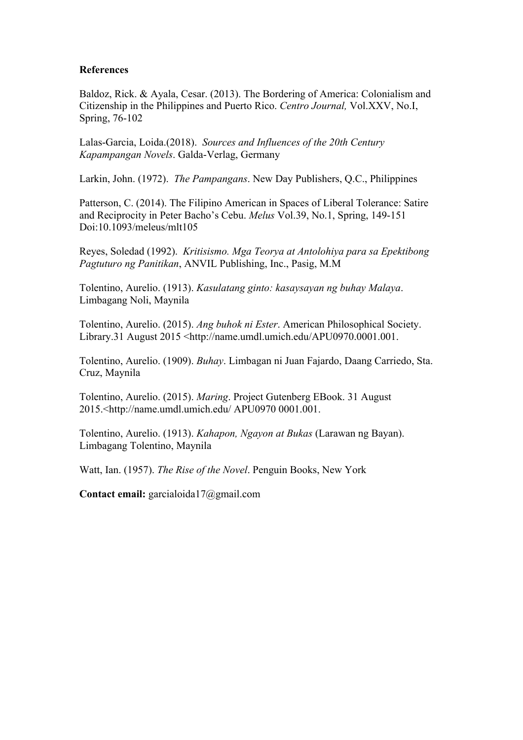**References**

Baldoz, Rick. & Ayala, Cesar. (2013). The Bordering of America: Colonialism and Citizenship in the Philippines and Puerto Rico. *Centro Journal,* Vol.XXV, No.I, Spring, 76-102

Lalas-Garcia, Loida.(2018). *Sources and Influences of the 20th Century Kapampangan Novels*. Galda-Verlag, Germany

Larkin, John. (1972). *The Pampangans*. New Day Publishers, Q.C., Philippines

Patterson, C. (2014). The Filipino American in Spaces of Liberal Tolerance: Satire and Reciprocity in Peter Bacho's Cebu. *Melus* Vol.39, No.1, Spring, 149-151 Doi:10.1093/meleus/mlt105

Reyes, Soledad (1992). *Kritisismo. Mga Teorya at Antolohiya para sa Epektibong Pagtuturo ng Panitikan*, ANVIL Publishing, Inc., Pasig, M.M

Tolentino, Aurelio. (1913). *Kasulatang ginto: kasaysayan ng buhay Malaya*. Limbagang Noli, Maynila

Tolentino, Aurelio. (2015). *Ang buhok ni Ester*. American Philosophical Society. Library.31 August 2015 <http://name.umdl.umich.edu/APU0970.0001.001.

Tolentino, Aurelio. (1909). *Buhay*. Limbagan ni Juan Fajardo, Daang Carriedo, Sta. Cruz, Maynila

Tolentino, Aurelio. (2015). *Maring*. Project Gutenberg EBook. 31 August 2015.<http://name.umdl.umich.edu/ APU0970 0001.001.

Tolentino, Aurelio. (1913). *Kahapon, Ngayon at Bukas* (Larawan ng Bayan). Limbagang Tolentino, Maynila

Watt, Ian. (1957). *The Rise of the Novel*. Penguin Books, New York

**Contact email:** garcialoida17@gmail.com